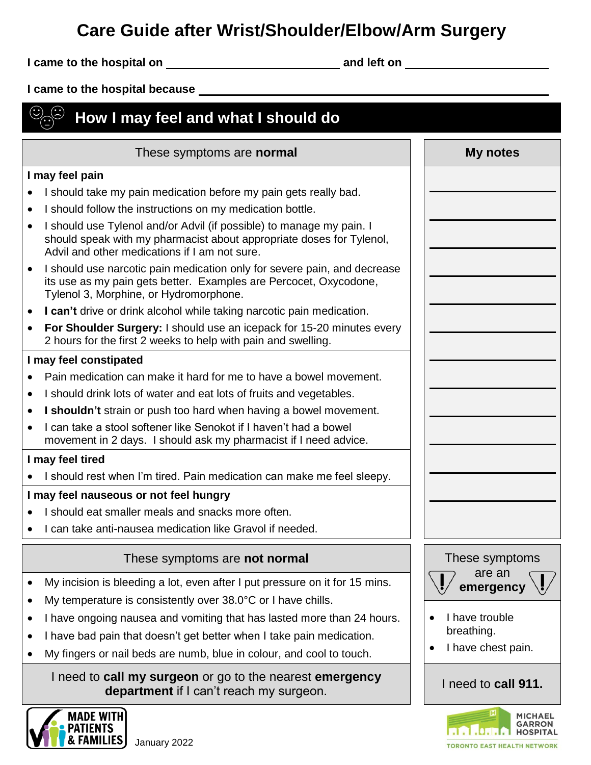# Care Guide after Wrist/Shoulder/Elbow/Arm Surgery

**I came to the hospital on** ______________________ **and left on** ______________________

**I came to the hospital because** ____________________________________________

## How I may feel and what I should do

### These symptoms are **normal**

**I may feel pain**

- I should take my pain medication before my pain gets really bad.
- I should follow the instructions on my medication bottle.
- I should use Tylenol and/or Advil (if possible) to manage my pain. I should speak with my pharmacist about appropriate doses for Tylenol, Advil and other medications if I am not sure.
- I should use narcotic pain medication only for severe pain, and decrease its use as my pain gets better. Examples are Percocet, Oxycodone, Tylenol 3, Morphine, or Hydromorphone.
- **I can't** drive or drink alcohol while taking narcotic pain medication.
- **For Shoulder Surgery:** I should use an icepack for 15-20 minutes every 2 hours for the first 2 weeks to help with pain and swelling.

**I may feel constipated**

- Pain medication can make it hard for me to have a bowel movement.
- I should drink lots of water and eat lots of fruits and vegetables.
- **I shouldn't** strain or push too hard when having a bowel movement.
- I can take a stool softener like Senokot if I haven't had a bowel movement in 2 days. I should ask my pharmacist if I need advice.

**I may feel tired**

- I should rest when I'm tired. Pain medication can make me feel sleepy.

**I may feel nauseous or not feel hungry**

- I should eat smaller meals and snacks more often.
- I can take anti-nausea medication like Gravol if needed.

### My notes

______________________

______________________

______________________

______________________

______________________

______________________

______________________

______________________

______________________

______________________

______________________

______________________

### These symptoms are **not normal**

- My incision is bleeding a lot, even after I put pressure on it for 15 mins.
- My temperature is consistently over 38.0°C or I have chills.
- I have ongoing nausea and vomiting that has lasted more than 24 hours.
- I have bad pain that doesn't get better when I take pain medication.
- My fingers or nail beds are numb, blue in colour, and cool to touch.

I need to **call my surgeon** or go to the nearest **emergency department** if I can't reach my surgeon.

### These symptoms are an **emergency**

- I have trouble breathing.
- I have chest pain.

I need to **call 911.**

MADE WITH PATIENTS & FAMILIES

January 2022

MICHAEL GARRON HOSPITAL
TORONTO EAST HEALTH NETWORK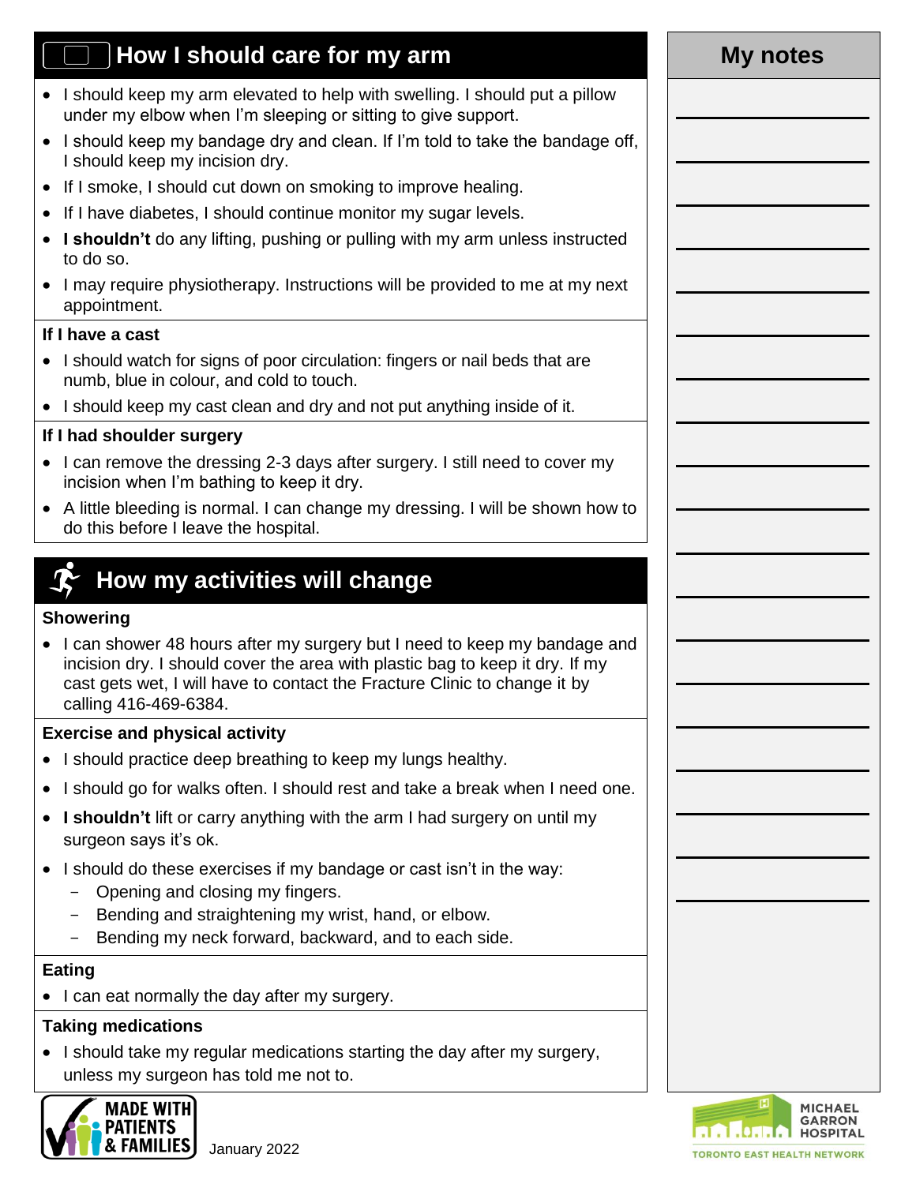## How I should care for my arm

- I should keep my arm elevated to help with swelling. I should put a pillow under my elbow when I'm sleeping or sitting to give support.
- I should keep my bandage dry and clean. If I'm told to take the bandage off, I should keep my incision dry.
- If I smoke, I should cut down on smoking to improve healing.
- If I have diabetes, I should continue monitor my sugar levels.
- **I shouldn't** do any lifting, pushing or pulling with my arm unless instructed to do so.
- I may require physiotherapy. Instructions will be provided to me at my next appointment.

**If I have a cast**

- I should watch for signs of poor circulation: fingers or nail beds that are numb, blue in colour, and cold to touch.
- I should keep my cast clean and dry and not put anything inside of it.

**If I had shoulder surgery**

- I can remove the dressing 2-3 days after surgery. I still need to cover my incision when I'm bathing to keep it dry.
- A little bleeding is normal. I can change my dressing. I will be shown how to do this before I leave the hospital.

## How my activities will change

**Showering**

- I can shower 48 hours after my surgery but I need to keep my bandage and incision dry. I should cover the area with plastic bag to keep it dry. If my cast gets wet, I will have to contact the Fracture Clinic to change it by calling 416-469-6384.

**Exercise and physical activity**

- I should practice deep breathing to keep my lungs healthy.
- I should go for walks often. I should rest and take a break when I need one.
- **I shouldn't** lift or carry anything with the arm I had surgery on until my surgeon says it's ok.
- I should do these exercises if my bandage or cast isn't in the way:
  - Opening and closing my fingers.
  - Bending and straightening my wrist, hand, or elbow.
  - Bending my neck forward, backward, and to each side.

**Eating**

- I can eat normally the day after my surgery.

**Taking medications**

- I should take my regular medications starting the day after my surgery, unless my surgeon has told me not to.

## My notes

MADE WITH PATIENTS & FAMILIES

January 2022

MICHAEL GARRON HOSPITAL
TORONTO EAST HEALTH NETWORK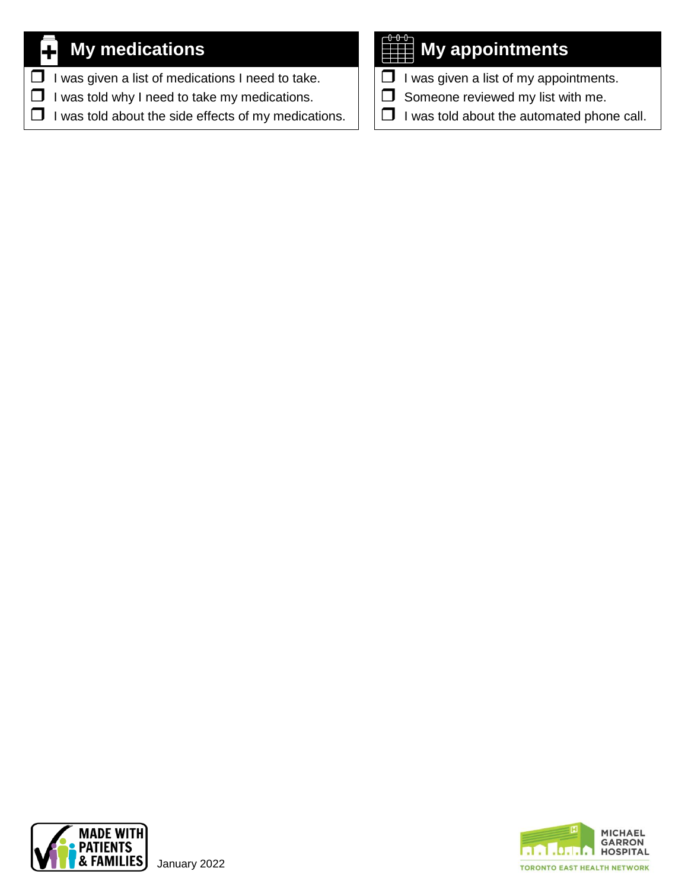## My medications

- ☐ I was given a list of medications I need to take.
- ☐ I was told why I need to take my medications.
- ☐ I was told about the side effects of my medications.

## My appointments

- ☐ I was given a list of my appointments.
- ☐ Someone reviewed my list with me.
- ☐ I was told about the automated phone call.

MADE WITH PATIENTS & FAMILIES

January 2022

MICHAEL GARRON HOSPITAL

TORONTO EAST HEALTH NETWORK